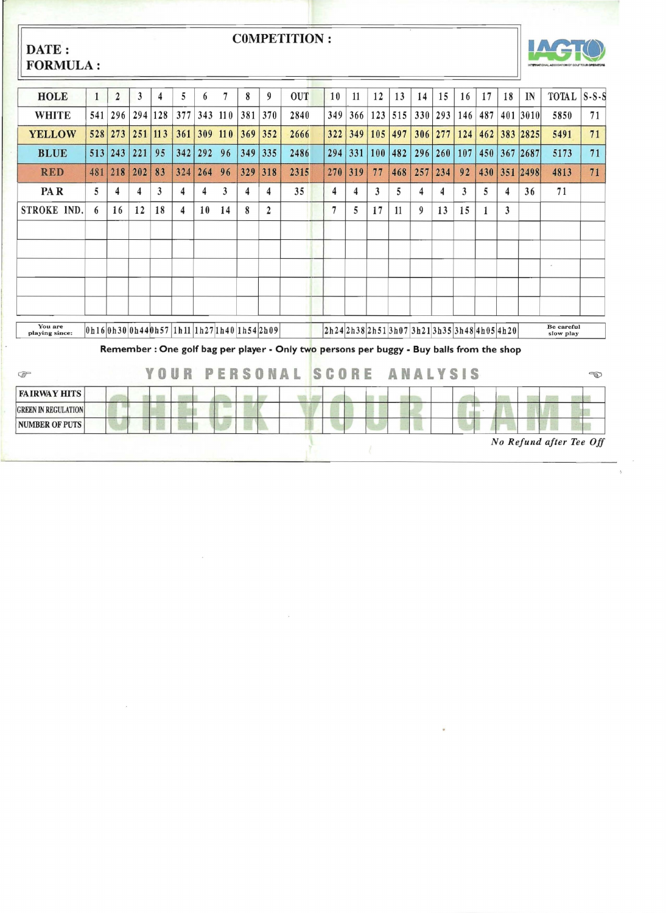**DATE :**
**FORMULA :**

**COMPETITION :**

IAGTO — INTERNATIONAL ASSOCIATION OF GOLF TOUR OPERATORS

| HOLE | 1 | 2 | 3 | 4 | 5 | 6 | 7 | 8 | 9 | OUT | 10 | 11 | 12 | 13 | 14 | 15 | 16 | 17 | 18 | IN | TOTAL | S-S-S |
|---|---|---|---|---|---|---|---|---|---|---|---|---|---|---|---|---|---|---|---|---|---|---|
| WHITE | 541 | 296 | 294 | 128 | 377 | 343 | 110 | 381 | 370 | 2840 | 349 | 366 | 123 | 515 | 330 | 293 | 146 | 487 | 401 | 3010 | 5850 | 71 |
| YELLOW | 528 | 273 | 251 | 113 | 361 | 309 | 110 | 369 | 352 | 2666 | 322 | 349 | 105 | 497 | 306 | 277 | 124 | 462 | 383 | 2825 | 5491 | 71 |
| BLUE | 513 | 243 | 221 | 95 | 342 | 292 | 96 | 349 | 335 | 2486 | 294 | 331 | 100 | 482 | 296 | 260 | 107 | 450 | 367 | 2687 | 5173 | 71 |
| RED | 481 | 218 | 202 | 83 | 324 | 264 | 96 | 329 | 318 | 2315 | 270 | 319 | 77 | 468 | 257 | 234 | 92 | 430 | 351 | 2498 | 4813 | 71 |
| PAR | 5 | 4 | 4 | 3 | 4 | 4 | 3 | 4 | 4 | 35 | 4 | 4 | 3 | 5 | 4 | 4 | 3 | 5 | 4 | 36 | 71 | |
| STROKE IND. | 6 | 16 | 12 | 18 | 4 | 10 | 14 | 8 | 2 | | 7 | 5 | 17 | 11 | 9 | 13 | 15 | 1 | 3 | | | |
| | | | | | | | | | | | | | | | | | | | | | | |
| | | | | | | | | | | | | | | | | | | | | | | |
| | | | | | | | | | | | | | | | | | | | | | | |
| | | | | | | | | | | | | | | | | | | | | | | |
| | | | | | | | | | | | | | | | | | | | | | | |
| You are playing since: | 0h16 | 0h30 | 0h44 | 0h57 | 1h11 | 1h27 | 1h40 | 1h54 | 2h09 | | 2h24 | 2h38 | 2h51 | 3h07 | 3h21 | 3h35 | 3h48 | 4h05 | 4h20 | | Be careful slow play | |

**Remember : One golf bag per player - Only two persons per buggy - Buy balls from the shop**

## YOUR PERSONAL SCORE ANALYSIS

| | | | | | | | | | | | | | | | | | | | | | |
|---|---|---|---|---|---|---|---|---|---|---|---|---|---|---|---|---|---|---|---|---|---|
| FAIRWAY HITS | | | | | | | | | | | | | | | | | | | | | |
| GREEN IN REGULATION | | | | | | | | | | | | | | | | | | | | | |
| NUMBER OF PUTS | | | | | | | | | | | | | | | | | | | | | |

CHECK YOUR GAME

*No Refund after Tee Off*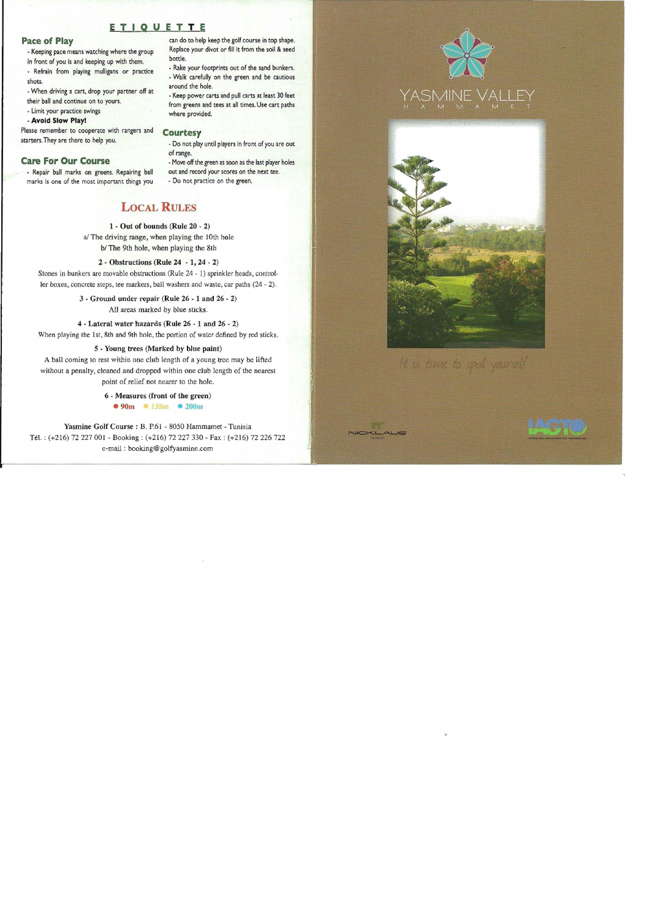## ETIQUETTE

### Pace of Play

- Keeping pace means watching where the group in front of you is and keeping up with them.
- Refrain from playing mulligans or practice shots.
- When driving a cart, drop your partner off at their ball and continue on to yours.
- Limit your practice swings
- **Avoid Slow Play!**

Please remember to cooperate with rangers and starters. They are there to help you.

### Care For Our Course

- Repair ball marks on greens. Repairing ball marks is one of the most important things you can do to help keep the golf course in top shape. Replace your divot or fill it from the soil & seed bottle.
- Rake your footprints out of the sand bunkers.
- Walk carefully on the green and be cautious around the hole.
- Keep power carts and pull carts at least 30 feet from greens and tees at all times. Use cart paths where provided.

### Courtesy

- Do not play until players in front of you are out of range.
- Move off the green as soon as the last player holes out and record your scores on the next tee.
- Do not practice on the green.

## LOCAL RULES

**1 - Out of bounds (Rule 20 - 2)**

a/ The driving range, when playing the 10th hole

b/ The 9th hole, when playing the 8th

**2 - Obstructions (Rule 24 - 1, 24 - 2)**

Stones in bunkers are movable obstructions (Rule 24 - 1) sprinkler heads, controller boxes, concrete steps, tee markers, ball washers and waste, car paths (24 - 2).

**3 - Ground under repair (Rule 26 - 1 and 26 - 2)**

All areas marked by blue sticks.

**4 - Lateral water hazards (Rule 26 - 1 and 26 - 2)**

When playing the 1st, 8th and 9th hole, the portion of water defined by red sticks.

**5 - Young trees (Marked by blue paint)**

A ball coming to rest within one club length of a young tree may be lifted without a penalty, cleaned and dropped within one club length of the nearest point of relief not nearer to the hole.

**6 - Measures (front of the green)**

● 90m ● 135m ● 200m

**Yasmine Golf Course** : B. P.61 - 8050 Hammamet - Tunisia

Tél. : (+216) 72 227 001 - Booking : (+216) 72 227 330 - Fax : (+216) 72 226 722

e-mail : booking@golfyasmine.com

# YASMINE VALLEY

H A M M A M E T

*It is time to spoil yourself*

NICKLAUS

IAGTO